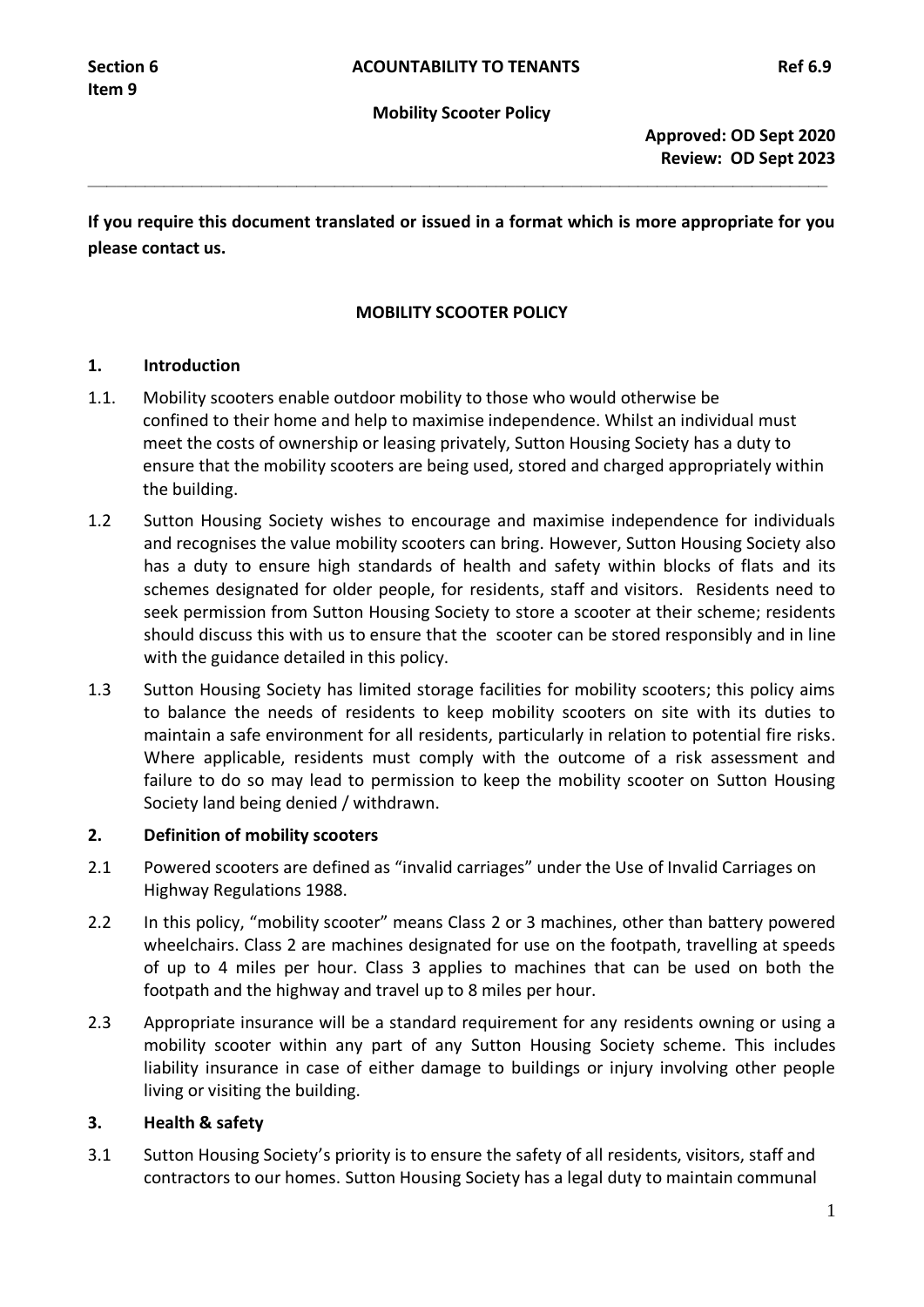**Section 6** **ACOUNTABILITY TO TENANTS** **Ref 6.9**
**Item 9**

**Mobility Scooter Policy**

**Approved: OD Sept 2020**
**Review: OD Sept 2023**

---

**If you require this document translated or issued in a format which is more appropriate for you please contact us.**

## MOBILITY SCOOTER POLICY

### 1. Introduction

1.1. Mobility scooters enable outdoor mobility to those who would otherwise be confined to their home and help to maximise independence. Whilst an individual must meet the costs of ownership or leasing privately, Sutton Housing Society has a duty to ensure that the mobility scooters are being used, stored and charged appropriately within the building.

1.2 Sutton Housing Society wishes to encourage and maximise independence for individuals and recognises the value mobility scooters can bring. However, Sutton Housing Society also has a duty to ensure high standards of health and safety within blocks of flats and its schemes designated for older people, for residents, staff and visitors. Residents need to seek permission from Sutton Housing Society to store a scooter at their scheme; residents should discuss this with us to ensure that the scooter can be stored responsibly and in line with the guidance detailed in this policy.

1.3 Sutton Housing Society has limited storage facilities for mobility scooters; this policy aims to balance the needs of residents to keep mobility scooters on site with its duties to maintain a safe environment for all residents, particularly in relation to potential fire risks. Where applicable, residents must comply with the outcome of a risk assessment and failure to do so may lead to permission to keep the mobility scooter on Sutton Housing Society land being denied / withdrawn.

### 2. Definition of mobility scooters

2.1 Powered scooters are defined as "invalid carriages" under the Use of Invalid Carriages on Highway Regulations 1988.

2.2 In this policy, "mobility scooter" means Class 2 or 3 machines, other than battery powered wheelchairs. Class 2 are machines designated for use on the footpath, travelling at speeds of up to 4 miles per hour. Class 3 applies to machines that can be used on both the footpath and the highway and travel up to 8 miles per hour.

2.3 Appropriate insurance will be a standard requirement for any residents owning or using a mobility scooter within any part of any Sutton Housing Society scheme. This includes liability insurance in case of either damage to buildings or injury involving other people living or visiting the building.

### 3. Health & safety

3.1 Sutton Housing Society's priority is to ensure the safety of all residents, visitors, staff and contractors to our homes. Sutton Housing Society has a legal duty to maintain communal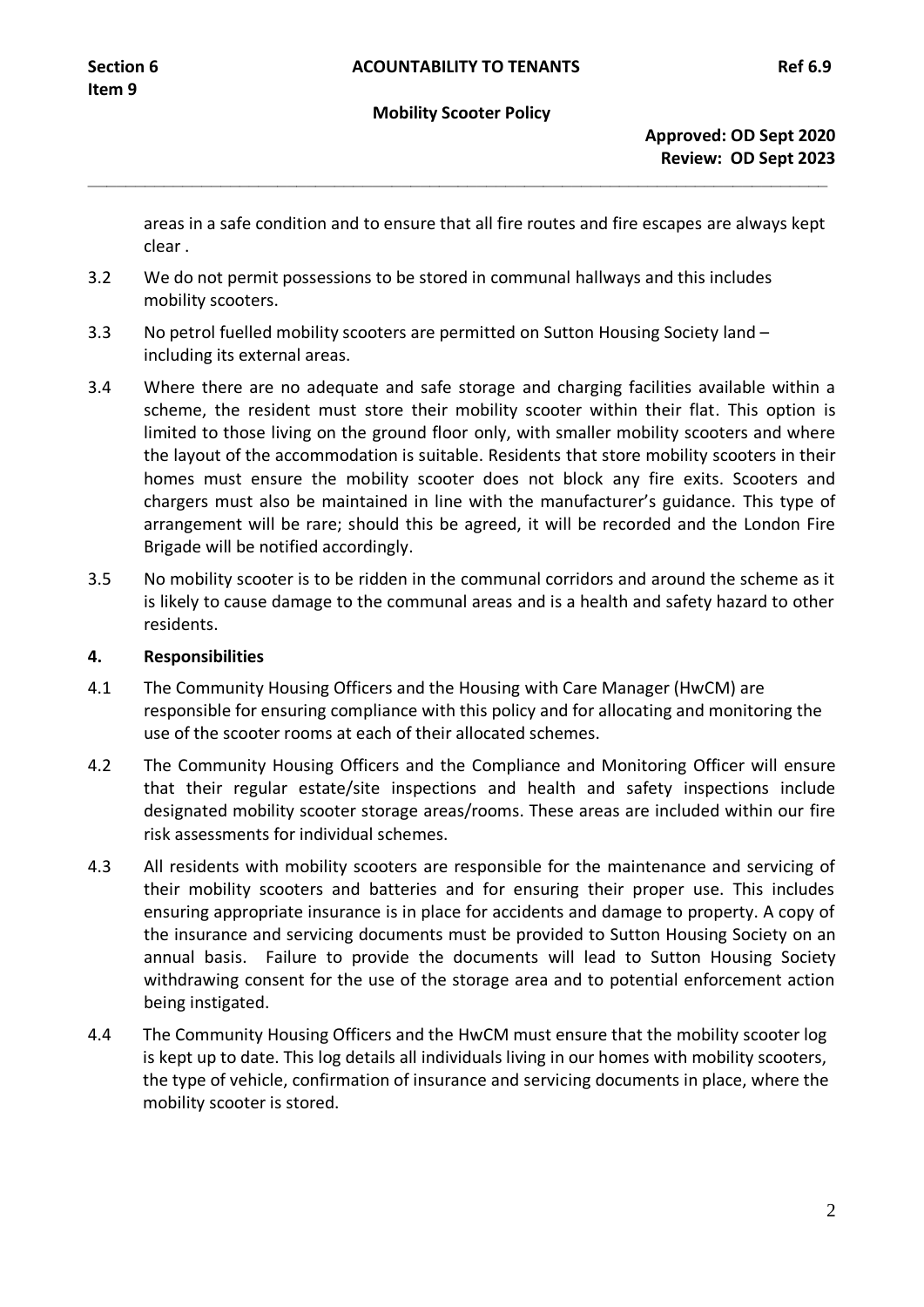areas in a safe condition and to ensure that all fire routes and fire escapes are always kept clear .

3.2 We do not permit possessions to be stored in communal hallways and this includes mobility scooters.

3.3 No petrol fuelled mobility scooters are permitted on Sutton Housing Society land – including its external areas.

3.4 Where there are no adequate and safe storage and charging facilities available within a scheme, the resident must store their mobility scooter within their flat. This option is limited to those living on the ground floor only, with smaller mobility scooters and where the layout of the accommodation is suitable. Residents that store mobility scooters in their homes must ensure the mobility scooter does not block any fire exits. Scooters and chargers must also be maintained in line with the manufacturer's guidance. This type of arrangement will be rare; should this be agreed, it will be recorded and the London Fire Brigade will be notified accordingly.

3.5 No mobility scooter is to be ridden in the communal corridors and around the scheme as it is likely to cause damage to the communal areas and is a health and safety hazard to other residents.

## 4. Responsibilities

4.1 The Community Housing Officers and the Housing with Care Manager (HwCM) are responsible for ensuring compliance with this policy and for allocating and monitoring the use of the scooter rooms at each of their allocated schemes.

4.2 The Community Housing Officers and the Compliance and Monitoring Officer will ensure that their regular estate/site inspections and health and safety inspections include designated mobility scooter storage areas/rooms. These areas are included within our fire risk assessments for individual schemes.

4.3 All residents with mobility scooters are responsible for the maintenance and servicing of their mobility scooters and batteries and for ensuring their proper use. This includes ensuring appropriate insurance is in place for accidents and damage to property. A copy of the insurance and servicing documents must be provided to Sutton Housing Society on an annual basis. Failure to provide the documents will lead to Sutton Housing Society withdrawing consent for the use of the storage area and to potential enforcement action being instigated.

4.4 The Community Housing Officers and the HwCM must ensure that the mobility scooter log is kept up to date. This log details all individuals living in our homes with mobility scooters, the type of vehicle, confirmation of insurance and servicing documents in place, where the mobility scooter is stored.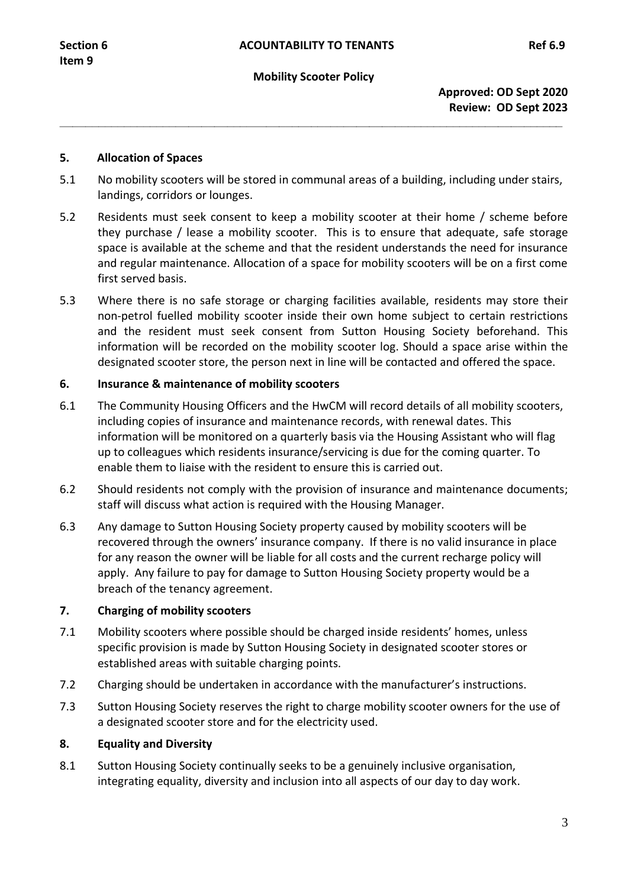## 5. Allocation of Spaces

5.1 No mobility scooters will be stored in communal areas of a building, including under stairs, landings, corridors or lounges.

5.2 Residents must seek consent to keep a mobility scooter at their home / scheme before they purchase / lease a mobility scooter. This is to ensure that adequate, safe storage space is available at the scheme and that the resident understands the need for insurance and regular maintenance. Allocation of a space for mobility scooters will be on a first come first served basis.

5.3 Where there is no safe storage or charging facilities available, residents may store their non-petrol fuelled mobility scooter inside their own home subject to certain restrictions and the resident must seek consent from Sutton Housing Society beforehand. This information will be recorded on the mobility scooter log. Should a space arise within the designated scooter store, the person next in line will be contacted and offered the space.

## 6. Insurance & maintenance of mobility scooters

6.1 The Community Housing Officers and the HwCM will record details of all mobility scooters, including copies of insurance and maintenance records, with renewal dates. This information will be monitored on a quarterly basis via the Housing Assistant who will flag up to colleagues which residents insurance/servicing is due for the coming quarter. To enable them to liaise with the resident to ensure this is carried out.

6.2 Should residents not comply with the provision of insurance and maintenance documents; staff will discuss what action is required with the Housing Manager.

6.3 Any damage to Sutton Housing Society property caused by mobility scooters will be recovered through the owners' insurance company. If there is no valid insurance in place for any reason the owner will be liable for all costs and the current recharge policy will apply. Any failure to pay for damage to Sutton Housing Society property would be a breach of the tenancy agreement.

## 7. Charging of mobility scooters

7.1 Mobility scooters where possible should be charged inside residents' homes, unless specific provision is made by Sutton Housing Society in designated scooter stores or established areas with suitable charging points.

7.2 Charging should be undertaken in accordance with the manufacturer's instructions.

7.3 Sutton Housing Society reserves the right to charge mobility scooter owners for the use of a designated scooter store and for the electricity used.

## 8. Equality and Diversity

8.1 Sutton Housing Society continually seeks to be a genuinely inclusive organisation, integrating equality, diversity and inclusion into all aspects of our day to day work.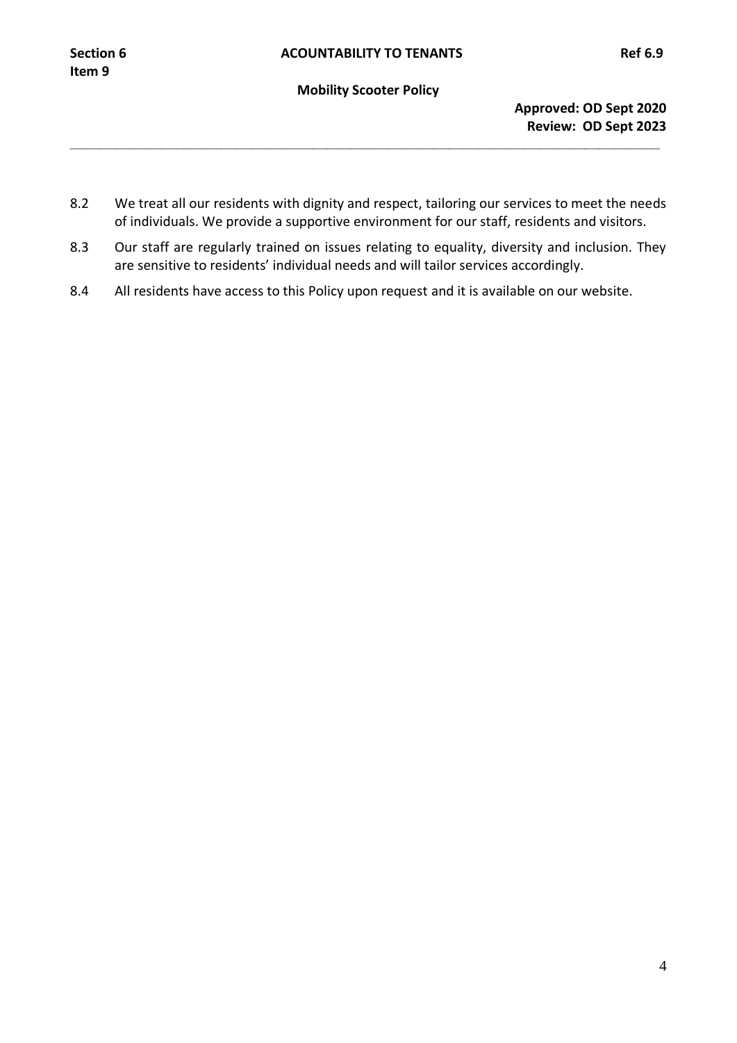8.2 We treat all our residents with dignity and respect, tailoring our services to meet the needs of individuals. We provide a supportive environment for our staff, residents and visitors.

8.3 Our staff are regularly trained on issues relating to equality, diversity and inclusion. They are sensitive to residents' individual needs and will tailor services accordingly.

8.4 All residents have access to this Policy upon request and it is available on our website.